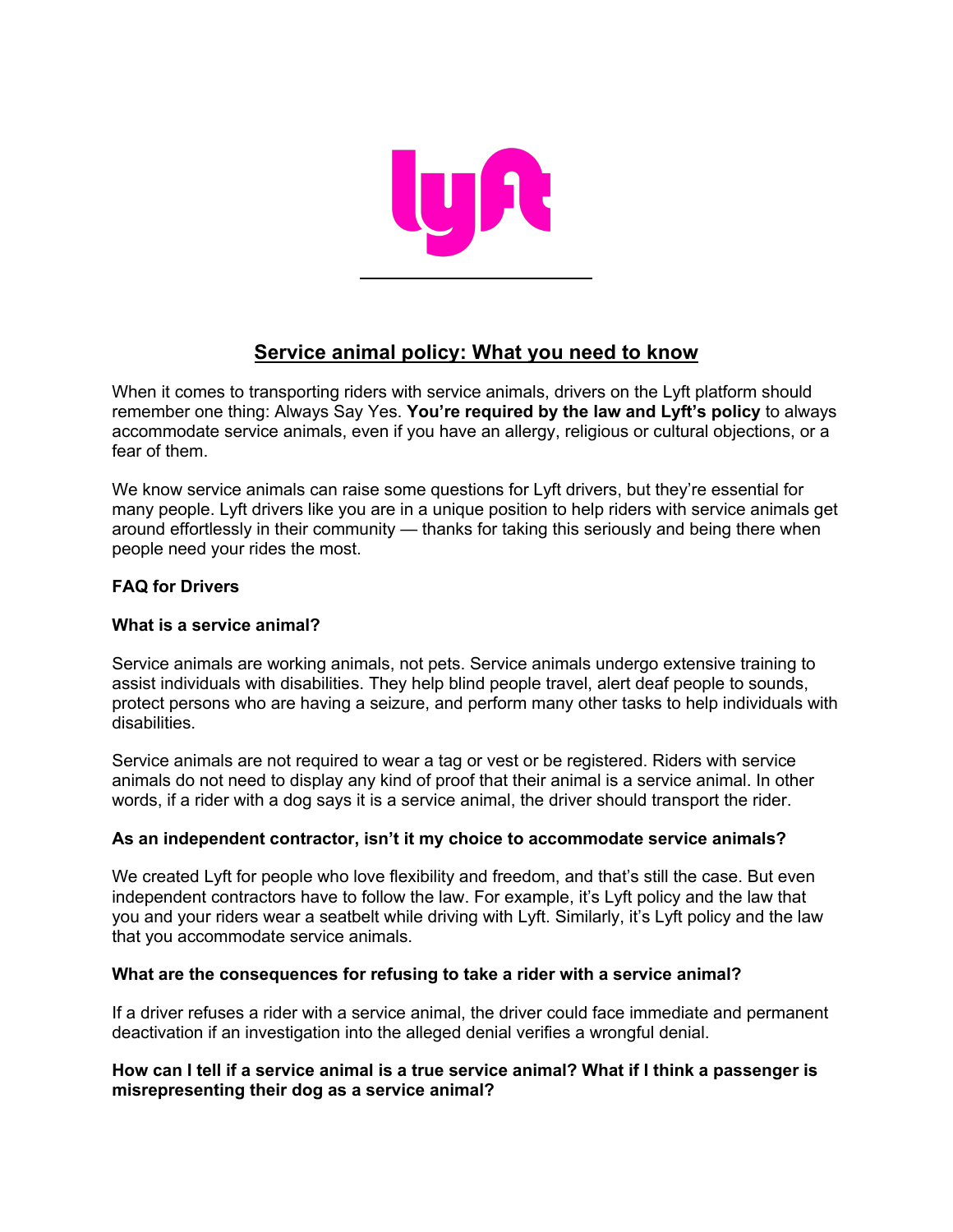# Service animal policy: What you need to know

When it comes to transporting riders with service animals, drivers on the Lyft platform should remember one thing: Always Say Yes. **You're required by the law and Lyft's policy** to always accommodate service animals, even if you have an allergy, religious or cultural objections, or a fear of them.

We know service animals can raise some questions for Lyft drivers, but they're essential for many people. Lyft drivers like you are in a unique position to help riders with service animals get around effortlessly in their community — thanks for taking this seriously and being there when people need your rides the most.

**FAQ for Drivers**

**What is a service animal?**

Service animals are working animals, not pets. Service animals undergo extensive training to assist individuals with disabilities. They help blind people travel, alert deaf people to sounds, protect persons who are having a seizure, and perform many other tasks to help individuals with disabilities.

Service animals are not required to wear a tag or vest or be registered. Riders with service animals do not need to display any kind of proof that their animal is a service animal. In other words, if a rider with a dog says it is a service animal, the driver should transport the rider.

**As an independent contractor, isn't it my choice to accommodate service animals?**

We created Lyft for people who love flexibility and freedom, and that's still the case. But even independent contractors have to follow the law. For example, it's Lyft policy and the law that you and your riders wear a seatbelt while driving with Lyft. Similarly, it's Lyft policy and the law that you accommodate service animals.

**What are the consequences for refusing to take a rider with a service animal?**

If a driver refuses a rider with a service animal, the driver could face immediate and permanent deactivation if an investigation into the alleged denial verifies a wrongful denial.

**How can I tell if a service animal is a true service animal? What if I think a passenger is misrepresenting their dog as a service animal?**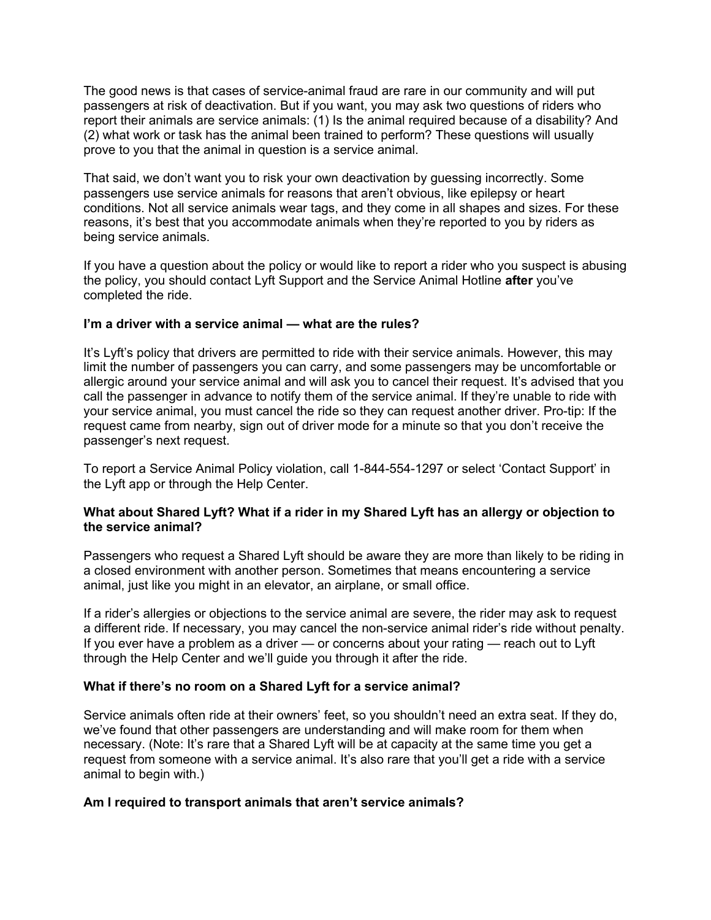The good news is that cases of service-animal fraud are rare in our community and will put passengers at risk of deactivation. But if you want, you may ask two questions of riders who report their animals are service animals: (1) Is the animal required because of a disability? And (2) what work or task has the animal been trained to perform? These questions will usually prove to you that the animal in question is a service animal.

That said, we don't want you to risk your own deactivation by guessing incorrectly. Some passengers use service animals for reasons that aren't obvious, like epilepsy or heart conditions. Not all service animals wear tags, and they come in all shapes and sizes. For these reasons, it's best that you accommodate animals when they're reported to you by riders as being service animals.

If you have a question about the policy or would like to report a rider who you suspect is abusing the policy, you should contact Lyft Support and the Service Animal Hotline **after** you've completed the ride.

**I'm a driver with a service animal — what are the rules?**

It's Lyft's policy that drivers are permitted to ride with their service animals. However, this may limit the number of passengers you can carry, and some passengers may be uncomfortable or allergic around your service animal and will ask you to cancel their request. It's advised that you call the passenger in advance to notify them of the service animal. If they're unable to ride with your service animal, you must cancel the ride so they can request another driver. Pro-tip: If the request came from nearby, sign out of driver mode for a minute so that you don't receive the passenger's next request.

To report a Service Animal Policy violation, call 1-844-554-1297 or select 'Contact Support' in the Lyft app or through the Help Center.

**What about Shared Lyft? What if a rider in my Shared Lyft has an allergy or objection to the service animal?**

Passengers who request a Shared Lyft should be aware they are more than likely to be riding in a closed environment with another person. Sometimes that means encountering a service animal, just like you might in an elevator, an airplane, or small office.

If a rider's allergies or objections to the service animal are severe, the rider may ask to request a different ride. If necessary, you may cancel the non-service animal rider's ride without penalty. If you ever have a problem as a driver — or concerns about your rating — reach out to Lyft through the Help Center and we'll guide you through it after the ride.

**What if there's no room on a Shared Lyft for a service animal?**

Service animals often ride at their owners' feet, so you shouldn't need an extra seat. If they do, we've found that other passengers are understanding and will make room for them when necessary. (Note: It's rare that a Shared Lyft will be at capacity at the same time you get a request from someone with a service animal. It's also rare that you'll get a ride with a service animal to begin with.)

**Am I required to transport animals that aren't service animals?**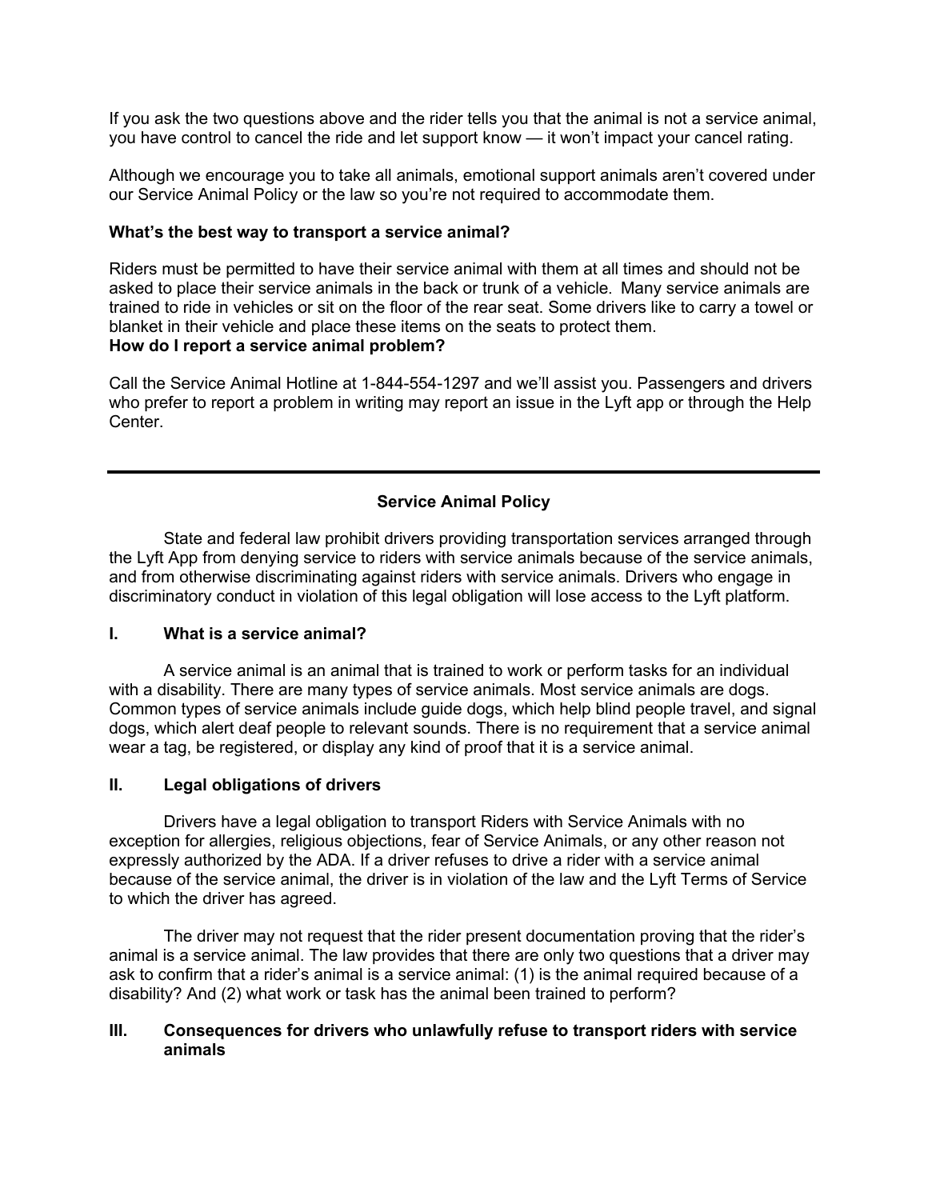If you ask the two questions above and the rider tells you that the animal is not a service animal, you have control to cancel the ride and let support know — it won't impact your cancel rating.

Although we encourage you to take all animals, emotional support animals aren't covered under our Service Animal Policy or the law so you're not required to accommodate them.

**What's the best way to transport a service animal?**

Riders must be permitted to have their service animal with them at all times and should not be asked to place their service animals in the back or trunk of a vehicle. Many service animals are trained to ride in vehicles or sit on the floor of the rear seat. Some drivers like to carry a towel or blanket in their vehicle and place these items on the seats to protect them.

**How do I report a service animal problem?**

Call the Service Animal Hotline at 1-844-554-1297 and we'll assist you. Passengers and drivers who prefer to report a problem in writing may report an issue in the Lyft app or through the Help Center.

---

## Service Animal Policy

State and federal law prohibit drivers providing transportation services arranged through the Lyft App from denying service to riders with service animals because of the service animals, and from otherwise discriminating against riders with service animals. Drivers who engage in discriminatory conduct in violation of this legal obligation will lose access to the Lyft platform.

### I. What is a service animal?

A service animal is an animal that is trained to work or perform tasks for an individual with a disability. There are many types of service animals. Most service animals are dogs. Common types of service animals include guide dogs, which help blind people travel, and signal dogs, which alert deaf people to relevant sounds. There is no requirement that a service animal wear a tag, be registered, or display any kind of proof that it is a service animal.

### II. Legal obligations of drivers

Drivers have a legal obligation to transport Riders with Service Animals with no exception for allergies, religious objections, fear of Service Animals, or any other reason not expressly authorized by the ADA. If a driver refuses to drive a rider with a service animal because of the service animal, the driver is in violation of the law and the Lyft Terms of Service to which the driver has agreed.

The driver may not request that the rider present documentation proving that the rider's animal is a service animal. The law provides that there are only two questions that a driver may ask to confirm that a rider's animal is a service animal: (1) is the animal required because of a disability? And (2) what work or task has the animal been trained to perform?

### III. Consequences for drivers who unlawfully refuse to transport riders with service animals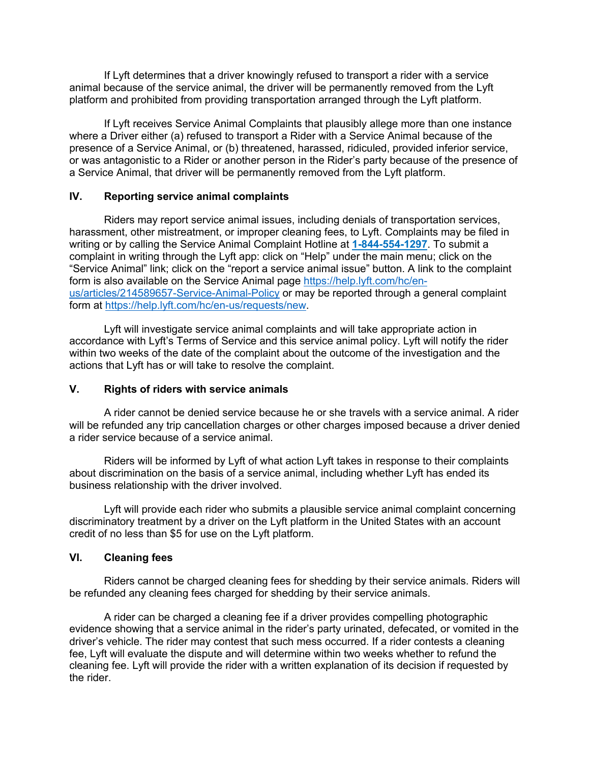If Lyft determines that a driver knowingly refused to transport a rider with a service animal because of the service animal, the driver will be permanently removed from the Lyft platform and prohibited from providing transportation arranged through the Lyft platform.

If Lyft receives Service Animal Complaints that plausibly allege more than one instance where a Driver either (a) refused to transport a Rider with a Service Animal because of the presence of a Service Animal, or (b) threatened, harassed, ridiculed, provided inferior service, or was antagonistic to a Rider or another person in the Rider's party because of the presence of a Service Animal, that driver will be permanently removed from the Lyft platform.

## IV. Reporting service animal complaints

Riders may report service animal issues, including denials of transportation services, harassment, other mistreatment, or improper cleaning fees, to Lyft. Complaints may be filed in writing or by calling the Service Animal Complaint Hotline at **1-844-554-1297**. To submit a complaint in writing through the Lyft app: click on "Help" under the main menu; click on the "Service Animal" link; click on the "report a service animal issue" button. A link to the complaint form is also available on the Service Animal page https://help.lyft.com/hc/en-us/articles/214589657-Service-Animal-Policy or may be reported through a general complaint form at https://help.lyft.com/hc/en-us/requests/new.

Lyft will investigate service animal complaints and will take appropriate action in accordance with Lyft's Terms of Service and this service animal policy. Lyft will notify the rider within two weeks of the date of the complaint about the outcome of the investigation and the actions that Lyft has or will take to resolve the complaint.

## V. Rights of riders with service animals

A rider cannot be denied service because he or she travels with a service animal. A rider will be refunded any trip cancellation charges or other charges imposed because a driver denied a rider service because of a service animal.

Riders will be informed by Lyft of what action Lyft takes in response to their complaints about discrimination on the basis of a service animal, including whether Lyft has ended its business relationship with the driver involved.

Lyft will provide each rider who submits a plausible service animal complaint concerning discriminatory treatment by a driver on the Lyft platform in the United States with an account credit of no less than $5 for use on the Lyft platform.

## VI. Cleaning fees

Riders cannot be charged cleaning fees for shedding by their service animals. Riders will be refunded any cleaning fees charged for shedding by their service animals.

A rider can be charged a cleaning fee if a driver provides compelling photographic evidence showing that a service animal in the rider's party urinated, defecated, or vomited in the driver's vehicle. The rider may contest that such mess occurred. If a rider contests a cleaning fee, Lyft will evaluate the dispute and will determine within two weeks whether to refund the cleaning fee. Lyft will provide the rider with a written explanation of its decision if requested by the rider.